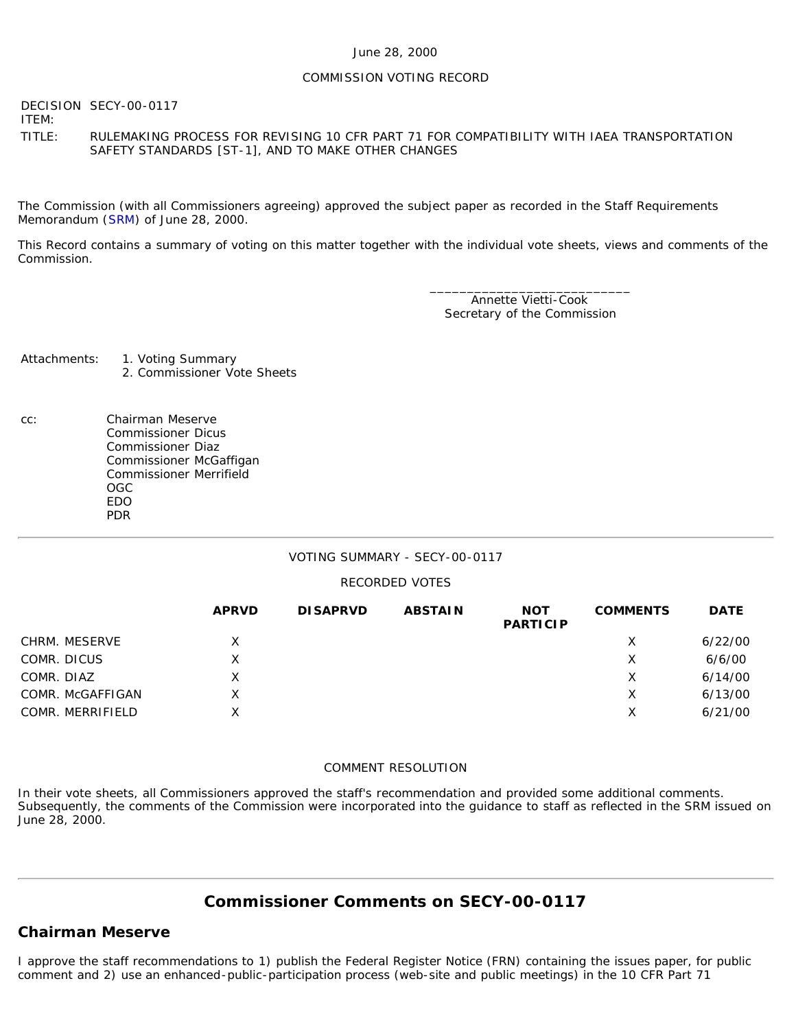June 28, 2000

COMMISSION VOTING RECORD

DECISION ITEM: SECY-00-0117

TITLE: RULEMAKING PROCESS FOR REVISING 10 CFR PART 71 FOR COMPATIBILITY WITH IAEA TRANSPORTATION SAFETY STANDARDS [ST-1], AND TO MAKE OTHER CHANGES

The Commission (with all Commissioners agreeing) approved the subject paper as recorded in the Staff Requirements Memorandum (SRM) of June 28, 2000.

This Record contains a summary of voting on this matter together with the individual vote sheets, views and comments of the Commission.

\_\_\_\_\_\_\_\_\_\_\_\_\_\_\_\_\_\_\_\_\_\_\_\_\_\_\_\_
Annette Vietti-Cook
Secretary of the Commission

Attachments:
1. Voting Summary
2. Commissioner Vote Sheets

cc:
Chairman Meserve
Commissioner Dicus
Commissioner Diaz
Commissioner McGaffigan
Commissioner Merrifield
OGC
EDO
PDR

---

VOTING SUMMARY - SECY-00-0117

RECORDED VOTES

| | APRVD | DISAPRVD | ABSTAIN | NOT PARTICIP | COMMENTS | DATE |
|---|---|---|---|---|---|---|
| CHRM. MESERVE | X | | | | X | 6/22/00 |
| COMR. DICUS | X | | | | X | 6/6/00 |
| COMR. DIAZ | X | | | | X | 6/14/00 |
| COMR. McGAFFIGAN | X | | | | X | 6/13/00 |
| COMR. MERRIFIELD | X | | | | X | 6/21/00 |

COMMENT RESOLUTION

In their vote sheets, all Commissioners approved the staff's recommendation and provided some additional comments. Subsequently, the comments of the Commission were incorporated into the guidance to staff as reflected in the SRM issued on June 28, 2000.

---

## Commissioner Comments on SECY-00-0117

### Chairman Meserve

I approve the staff recommendations to 1) publish the Federal Register Notice (FRN) containing the issues paper, for public comment and 2) use an enhanced-public-participation process (web-site and public meetings) in the 10 CFR Part 71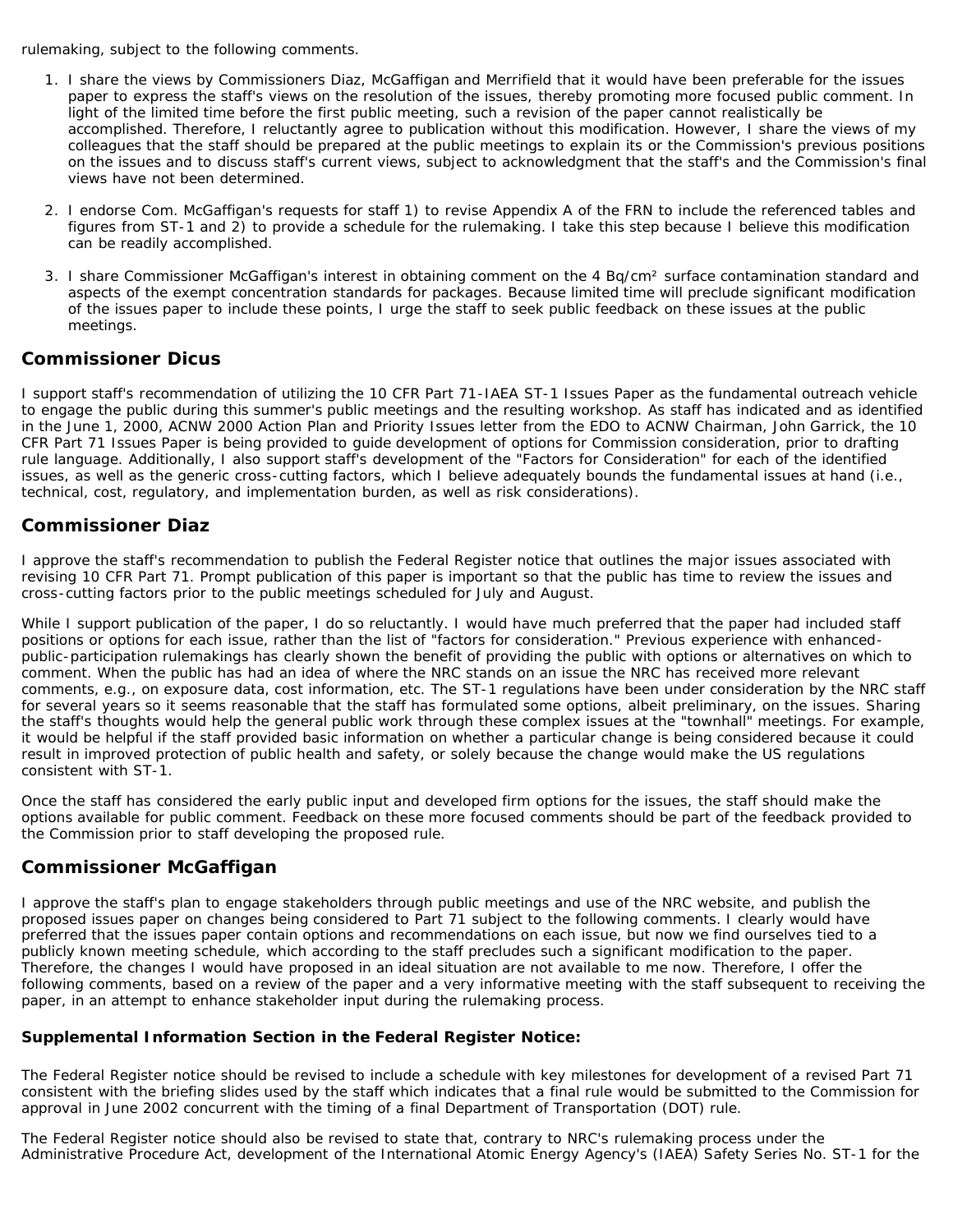rulemaking, subject to the following comments.

1. I share the views by Commissioners Diaz, McGaffigan and Merrifield that it would have been preferable for the issues paper to express the staff's views on the resolution of the issues, thereby promoting more focused public comment. In light of the limited time before the first public meeting, such a revision of the paper cannot realistically be accomplished. Therefore, I reluctantly agree to publication without this modification. However, I share the views of my colleagues that the staff should be prepared at the public meetings to explain its or the Commission's previous positions on the issues and to discuss staff's current views, subject to acknowledgment that the staff's and the Commission's final views have not been determined.

2. I endorse Com. McGaffigan's requests for staff 1) to revise Appendix A of the FRN to include the referenced tables and figures from ST-1 and 2) to provide a schedule for the rulemaking. I take this step because I believe this modification can be readily accomplished.

3. I share Commissioner McGaffigan's interest in obtaining comment on the 4 Bq/cm² surface contamination standard and aspects of the exempt concentration standards for packages. Because limited time will preclude significant modification of the issues paper to include these points, I urge the staff to seek public feedback on these issues at the public meetings.

## Commissioner Dicus

I support staff's recommendation of utilizing the 10 CFR Part 71-IAEA ST-1 Issues Paper as the fundamental outreach vehicle to engage the public during this summer's public meetings and the resulting workshop. As staff has indicated and as identified in the June 1, 2000, ACNW 2000 Action Plan and Priority Issues letter from the EDO to ACNW Chairman, John Garrick, the 10 CFR Part 71 Issues Paper is being provided to guide development of options for Commission consideration, prior to drafting rule language. Additionally, I also support staff's development of the "Factors for Consideration" for each of the identified issues, as well as the generic cross-cutting factors, which I believe adequately bounds the fundamental issues at hand (i.e., technical, cost, regulatory, and implementation burden, as well as risk considerations).

## Commissioner Diaz

I approve the staff's recommendation to publish the Federal Register notice that outlines the major issues associated with revising 10 CFR Part 71. Prompt publication of this paper is important so that the public has time to review the issues and cross-cutting factors prior to the public meetings scheduled for July and August.

While I support publication of the paper, I do so reluctantly. I would have much preferred that the paper had included staff positions or options for each issue, rather than the list of "factors for consideration." Previous experience with enhanced-public-participation rulemakings has clearly shown the benefit of providing the public with options or alternatives on which to comment. When the public has had an idea of where the NRC stands on an issue the NRC has received more relevant comments, e.g., on exposure data, cost information, etc. The ST-1 regulations have been under consideration by the NRC staff for several years so it seems reasonable that the staff has formulated some options, albeit preliminary, on the issues. Sharing the staff's thoughts would help the general public work through these complex issues at the "townhall" meetings. For example, it would be helpful if the staff provided basic information on whether a particular change is being considered because it could result in improved protection of public health and safety, or solely because the change would make the US regulations consistent with ST-1.

Once the staff has considered the early public input and developed firm options for the issues, the staff should make the options available for public comment. Feedback on these more focused comments should be part of the feedback provided to the Commission prior to staff developing the proposed rule.

## Commissioner McGaffigan

I approve the staff's plan to engage stakeholders through public meetings and use of the NRC website, and publish the proposed issues paper on changes being considered to Part 71 subject to the following comments. I clearly would have preferred that the issues paper contain options and recommendations on each issue, but now we find ourselves tied to a publicly known meeting schedule, which according to the staff precludes such a significant modification to the paper. Therefore, the changes I would have proposed in an ideal situation are not available to me now. Therefore, I offer the following comments, based on a review of the paper and a very informative meeting with the staff subsequent to receiving the paper, in an attempt to enhance stakeholder input during the rulemaking process.

### Supplemental Information Section in the Federal Register Notice:

The Federal Register notice should be revised to include a schedule with key milestones for development of a revised Part 71 consistent with the briefing slides used by the staff which indicates that a final rule would be submitted to the Commission for approval in June 2002 concurrent with the timing of a final Department of Transportation (DOT) rule.

The Federal Register notice should also be revised to state that, contrary to NRC's rulemaking process under the Administrative Procedure Act, development of the International Atomic Energy Agency's (IAEA) Safety Series No. ST-1 for the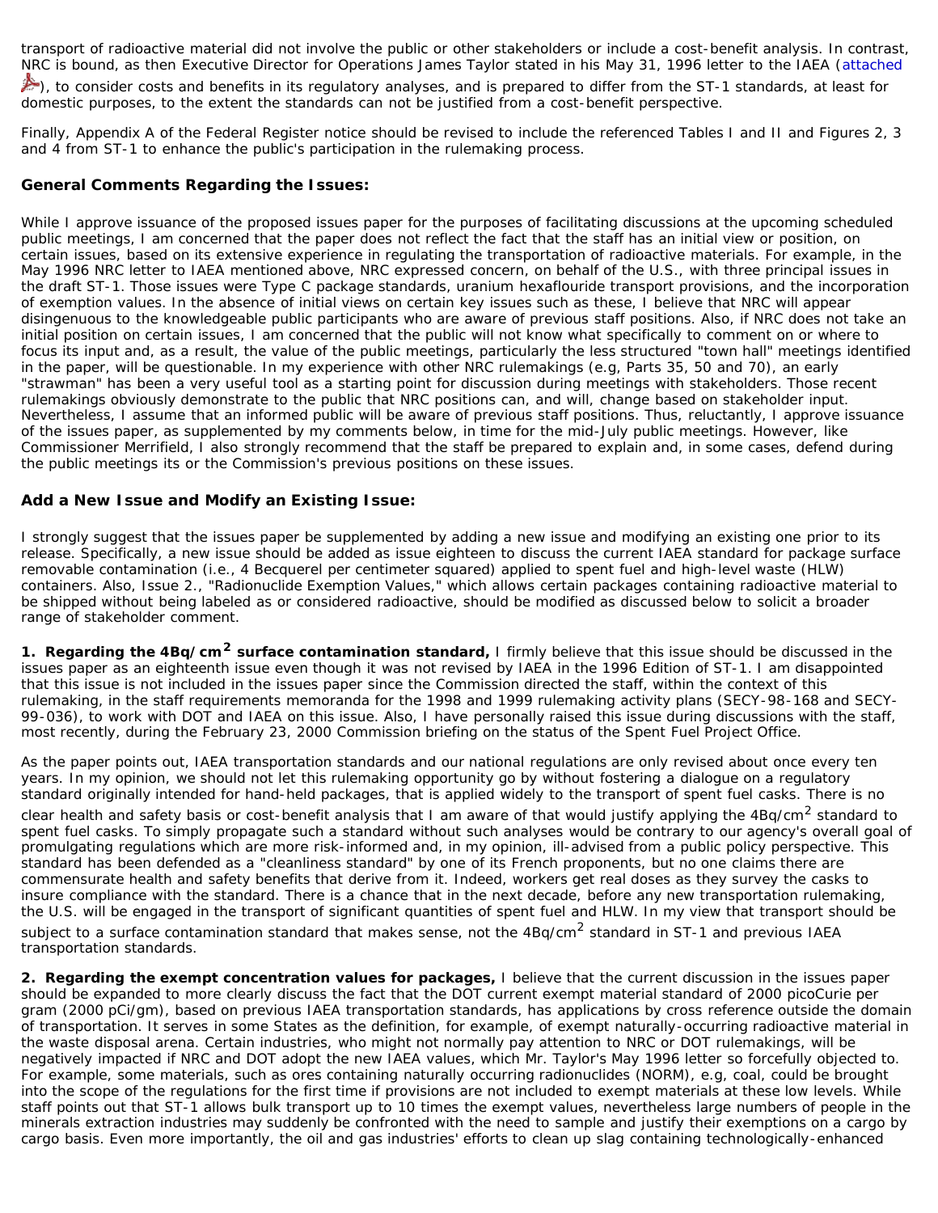transport of radioactive material did not involve the public or other stakeholders or include a cost-benefit analysis. In contrast, NRC is bound, as then Executive Director for Operations James Taylor stated in his May 31, 1996 letter to the IAEA (attached), to consider costs and benefits in its regulatory analyses, and is prepared to differ from the ST-1 standards, at least for domestic purposes, to the extent the standards can not be justified from a cost-benefit perspective.

Finally, Appendix A of the Federal Register notice should be revised to include the referenced Tables I and II and Figures 2, 3 and 4 from ST-1 to enhance the public's participation in the rulemaking process.

## General Comments Regarding the Issues:

While I approve issuance of the proposed issues paper for the purposes of facilitating discussions at the upcoming scheduled public meetings, I am concerned that the paper does not reflect the fact that the staff has an initial view or position, on certain issues, based on its extensive experience in regulating the transportation of radioactive materials. For example, in the May 1996 NRC letter to IAEA mentioned above, NRC expressed concern, on behalf of the U.S., with three principal issues in the draft ST-1. Those issues were Type C package standards, uranium hexaflouride transport provisions, and the incorporation of exemption values. In the absence of initial views on certain key issues such as these, I believe that NRC will appear disingenuous to the knowledgeable public participants who are aware of previous staff positions. Also, if NRC does not take an initial position on certain issues, I am concerned that the public will not know what specifically to comment on or where to focus its input and, as a result, the value of the public meetings, particularly the less structured "town hall" meetings identified in the paper, will be questionable. In my experience with other NRC rulemakings (e.g, Parts 35, 50 and 70), an early "strawman" has been a very useful tool as a starting point for discussion during meetings with stakeholders. Those recent rulemakings obviously demonstrate to the public that NRC positions can, and will, change based on stakeholder input. Nevertheless, I assume that an informed public will be aware of previous staff positions. Thus, reluctantly, I approve issuance of the issues paper, as supplemented by my comments below, in time for the mid-July public meetings. However, like Commissioner Merrifield, I also strongly recommend that the staff be prepared to explain and, in some cases, defend during the public meetings its or the Commission's previous positions on these issues.

## Add a New Issue and Modify an Existing Issue:

I strongly suggest that the issues paper be supplemented by adding a new issue and modifying an existing one prior to its release. Specifically, a new issue should be added as issue eighteen to discuss the current IAEA standard for package surface removable contamination (i.e., 4 Becquerel per centimeter squared) applied to spent fuel and high-level waste (HLW) containers. Also, Issue 2., "Radionuclide Exemption Values," which allows certain packages containing radioactive material to be shipped without being labeled as or considered radioactive, should be modified as discussed below to solicit a broader range of stakeholder comment.

**1. Regarding the 4Bq/cm$^2$ surface contamination standard,** I firmly believe that this issue should be discussed in the issues paper as an eighteenth issue even though it was not revised by IAEA in the 1996 Edition of ST-1. I am disappointed that this issue is not included in the issues paper since the Commission directed the staff, within the context of this rulemaking, in the staff requirements memoranda for the 1998 and 1999 rulemaking activity plans (SECY-98-168 and SECY-99-036), to work with DOT and IAEA on this issue. Also, I have personally raised this issue during discussions with the staff, most recently, during the February 23, 2000 Commission briefing on the status of the Spent Fuel Project Office.

As the paper points out, IAEA transportation standards and our national regulations are only revised about once every ten years. In my opinion, we should not let this rulemaking opportunity go by without fostering a dialogue on a regulatory standard originally intended for hand-held packages, that is applied widely to the transport of spent fuel casks. There is no clear health and safety basis or cost-benefit analysis that I am aware of that would justify applying the 4Bq/cm$^2$ standard to spent fuel casks. To simply propagate such a standard without such analyses would be contrary to our agency's overall goal of promulgating regulations which are more risk-informed and, in my opinion, ill-advised from a public policy perspective. This standard has been defended as a "cleanliness standard" by one of its French proponents, but no one claims there are commensurate health and safety benefits that derive from it. Indeed, workers get real doses as they survey the casks to insure compliance with the standard. There is a chance that in the next decade, before any new transportation rulemaking, the U.S. will be engaged in the transport of significant quantities of spent fuel and HLW. In my view that transport should be subject to a surface contamination standard that makes sense, not the 4Bq/cm$^2$ standard in ST-1 and previous IAEA transportation standards.

**2. Regarding the exempt concentration values for packages,** I believe that the current discussion in the issues paper should be expanded to more clearly discuss the fact that the DOT current exempt material standard of 2000 picoCurie per gram (2000 pCi/gm), based on previous IAEA transportation standards, has applications by cross reference outside the domain of transportation. It serves in some States as the definition, for example, of exempt naturally-occurring radioactive material in the waste disposal arena. Certain industries, who might not normally pay attention to NRC or DOT rulemakings, will be negatively impacted if NRC and DOT adopt the new IAEA values, which Mr. Taylor's May 1996 letter so forcefully objected to. For example, some materials, such as ores containing naturally occurring radionuclides (NORM), e.g, coal, could be brought into the scope of the regulations for the first time if provisions are not included to exempt materials at these low levels. While staff points out that ST-1 allows bulk transport up to 10 times the exempt values, nevertheless large numbers of people in the minerals extraction industries may suddenly be confronted with the need to sample and justify their exemptions on a cargo by cargo basis. Even more importantly, the oil and gas industries' efforts to clean up slag containing technologically-enhanced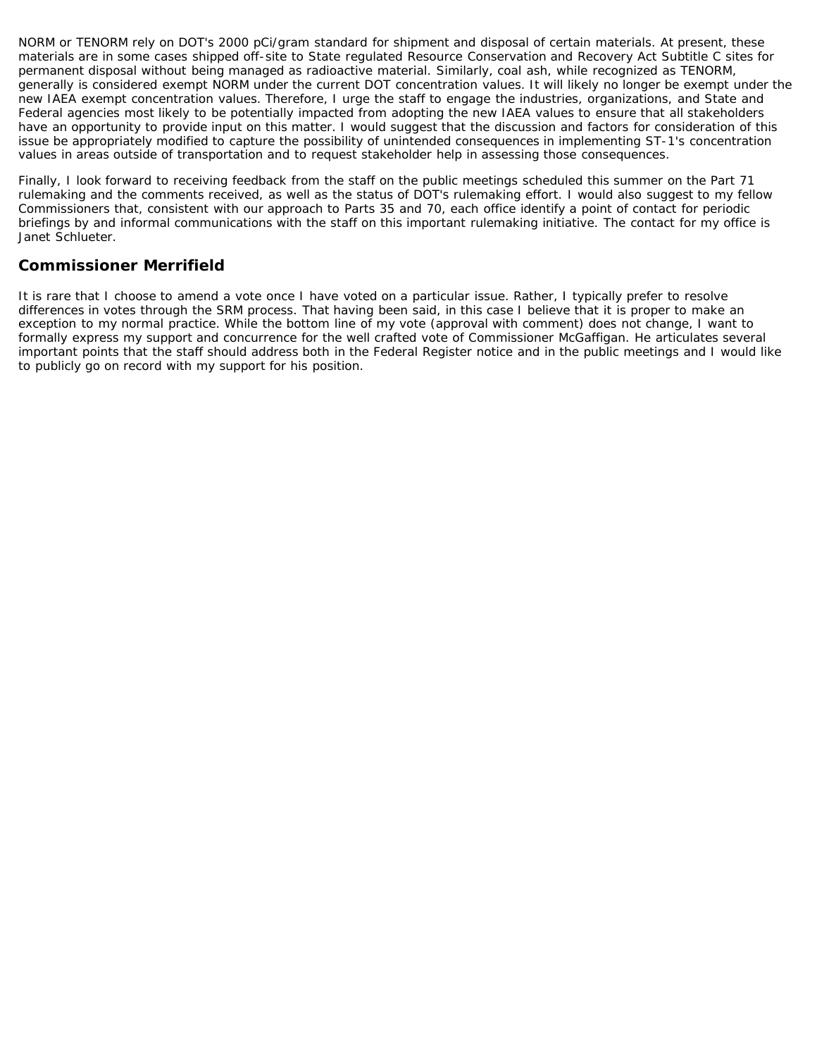NORM or TENORM rely on DOT's 2000 pCi/gram standard for shipment and disposal of certain materials. At present, these materials are in some cases shipped off-site to State regulated Resource Conservation and Recovery Act Subtitle C sites for permanent disposal without being managed as radioactive material. Similarly, coal ash, while recognized as TENORM, generally is considered exempt NORM under the current DOT concentration values. It will likely no longer be exempt under the new IAEA exempt concentration values. Therefore, I urge the staff to engage the industries, organizations, and State and Federal agencies most likely to be potentially impacted from adopting the new IAEA values to ensure that all stakeholders have an opportunity to provide input on this matter. I would suggest that the discussion and factors for consideration of this issue be appropriately modified to capture the possibility of unintended consequences in implementing ST-1's concentration values in areas outside of transportation and to request stakeholder help in assessing those consequences.

Finally, I look forward to receiving feedback from the staff on the public meetings scheduled this summer on the Part 71 rulemaking and the comments received, as well as the status of DOT's rulemaking effort. I would also suggest to my fellow Commissioners that, consistent with our approach to Parts 35 and 70, each office identify a point of contact for periodic briefings by and informal communications with the staff on this important rulemaking initiative. The contact for my office is Janet Schlueter.

## Commissioner Merrifield

It is rare that I choose to amend a vote once I have voted on a particular issue. Rather, I typically prefer to resolve differences in votes through the SRM process. That having been said, in this case I believe that it is proper to make an exception to my normal practice. While the bottom line of my vote (approval with comment) does not change, I want to formally express my support and concurrence for the well crafted vote of Commissioner McGaffigan. He articulates several important points that the staff should address both in the Federal Register notice and in the public meetings and I would like to publicly go on record with my support for his position.